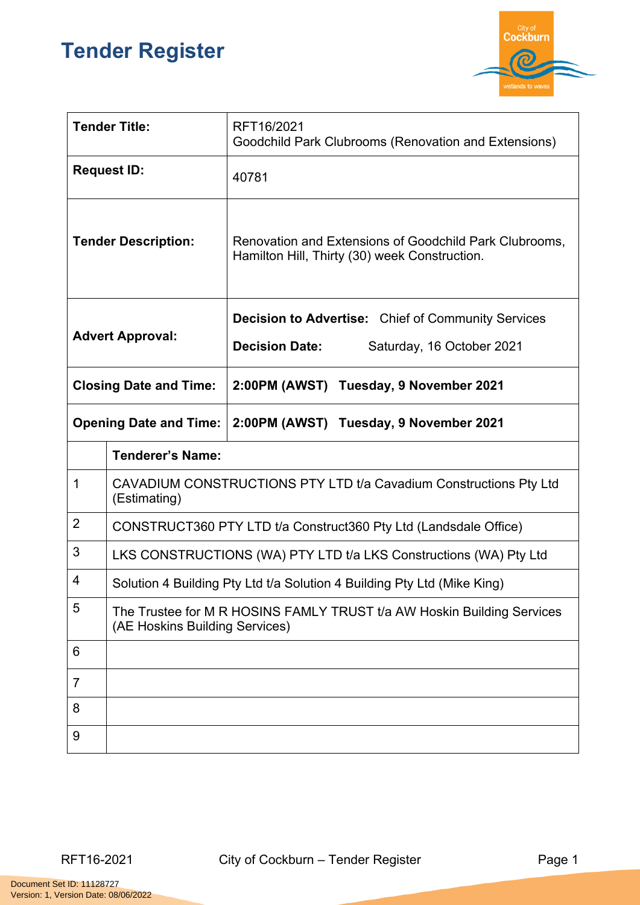# Tender Register

| Tender Title: | RFT16/2021<br>Goodchild Park Clubrooms (Renovation and Extensions) |
|---|---|
| **Request ID:** | 40781 |
| **Tender Description:** | Renovation and Extensions of Goodchild Park Clubrooms, Hamilton Hill, Thirty (30) week Construction. |
| **Advert Approval:** | **Decision to Advertise:** Chief of Community Services<br>**Decision Date:** Saturday, 16 October 2021 |
| **Closing Date and Time:** | **2:00PM (AWST) Tuesday, 9 November 2021** |
| **Opening Date and Time:** | **2:00PM (AWST) Tuesday, 9 November 2021** |

| | **Tenderer's Name:** |
|---|---|
| 1 | CAVADIUM CONSTRUCTIONS PTY LTD t/a Cavadium Constructions Pty Ltd (Estimating) |
| 2 | CONSTRUCT360 PTY LTD t/a Construct360 Pty Ltd (Landsdale Office) |
| 3 | LKS CONSTRUCTIONS (WA) PTY LTD t/a LKS Constructions (WA) Pty Ltd |
| 4 | Solution 4 Building Pty Ltd t/a Solution 4 Building Pty Ltd (Mike King) |
| 5 | The Trustee for M R HOSINS FAMLY TRUST t/a AW Hoskin Building Services (AE Hoskins Building Services) |
| 6 | |
| 7 | |
| 8 | |
| 9 | |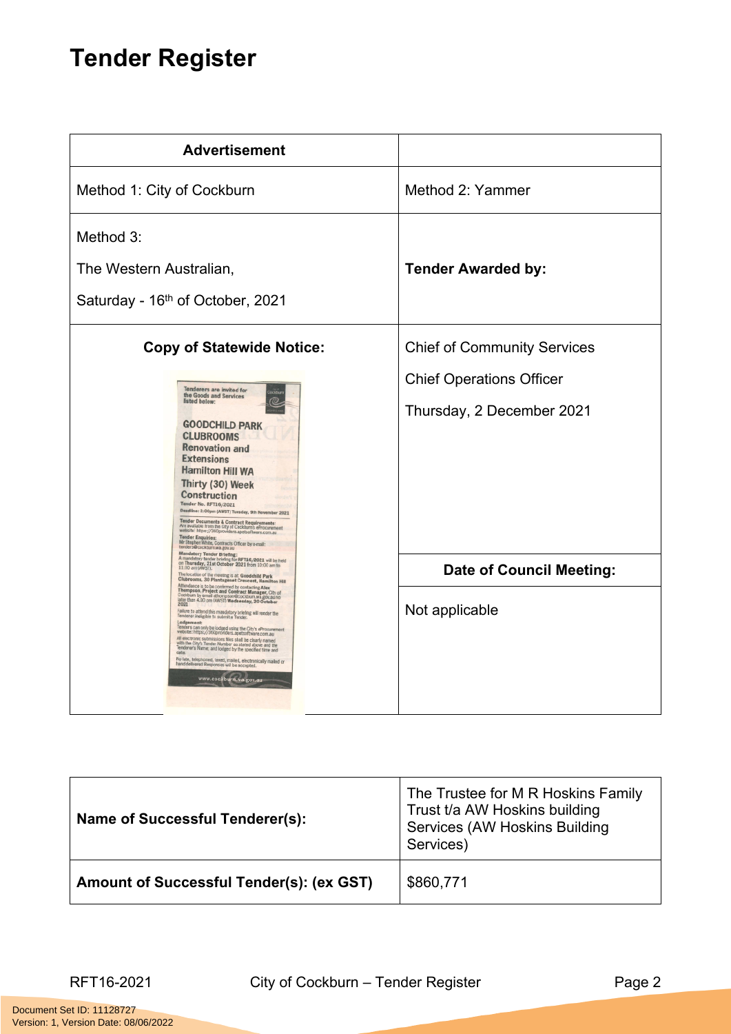# Tender Register

| Advertisement | |
|---|---|
| Method 1: City of Cockburn | Method 2: Yammer |
| Method 3:<br><br>The Western Australian,<br><br>Saturday - 16th of October, 2021 | **Tender Awarded by:** |
| **Copy of Statewide Notice:**<br><br>Tenderers are invited for the Goods and Services listed below:<br><br>GOODCHILD PARK CLUBROOMS Renovation and Extensions Hamilton Hill WA Thirty (30) Week Construction<br>Tender No. RFT16/2021<br>Deadline: 2:00pm (AWST) Tuesday, 9th November 2021<br><br>Tender Documents & Contract Requirements: Are available from the City of Cockburn's eProcurement website: https://360providers.apetsoftware.com.au<br>Tender Enquiries: Mr Stephen White, Contracts Officer by e-mail: tenders@cockburn.wa.gov.au<br>Mandatory Tender Briefing: A mandatory tender briefing for RFT16/2021 will be held on Thursday, 21st October 2021 from 10:00 am to 11:30 am (AWST).<br>The location of the meeting is at: Goodchild Park Clubrooms, 30 Plantagenet Crescent, Hamilton Hill<br>Attendance is to be confirmed by contacting Alex Thompson, Project and Contract Manager, City of Cockburn by email athompson@cockburn.wa.gov.au no later than 4.30 pm (AWST) Wednesday, 20 October 2021<br>Failure to attend this mandatory briefing will render the Tenderer ineligible to submit a Tender.<br>Lodgement: Tenders can only be lodged using the City's eProcurement website: https://360providers.apetsoftware.com.au<br>All electronic submissions files shall be clearly named with the City's Tender Number as stated above and the Tenderer's Name; and lodged by the specified time and date.<br>No late, telephoned, faxed, mailed, electronically mailed or hand delivered Responses will be accepted.<br><br>www.cockburn.wa.gov.au | Chief of Community Services<br><br>Chief Operations Officer<br><br>Thursday, 2 December 2021<br><br>**Date of Council Meeting:**<br><br>Not applicable |

| | |
|---|---|
| **Name of Successful Tenderer(s):** | The Trustee for M R Hoskins Family Trust t/a AW Hoskins building Services (AW Hoskins Building Services) |
| **Amount of Successful Tender(s): (ex GST)** | $860,771 |

Document Set ID: 11128727
Version: 1, Version Date: 08/06/2022